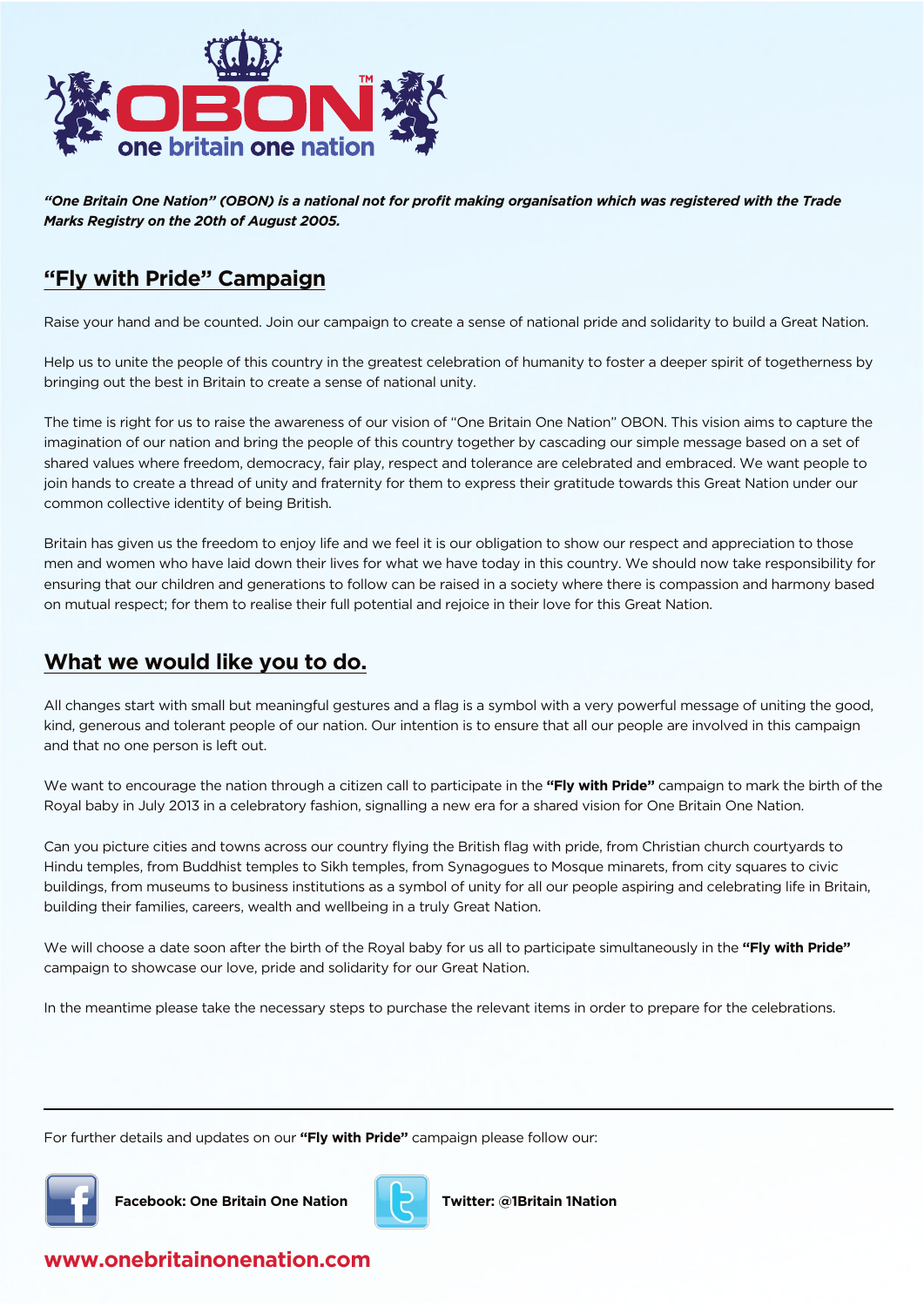# OBON™

one britain one nation

***"One Britain One Nation" (OBON) is a national not for profit making organisation which was registered with the Trade Marks Registry on the 20th of August 2005.***

## "Fly with Pride" Campaign

Raise your hand and be counted. Join our campaign to create a sense of national pride and solidarity to build a Great Nation.

Help us to unite the people of this country in the greatest celebration of humanity to foster a deeper spirit of togetherness by bringing out the best in Britain to create a sense of national unity.

The time is right for us to raise the awareness of our vision of "One Britain One Nation" OBON. This vision aims to capture the imagination of our nation and bring the people of this country together by cascading our simple message based on a set of shared values where freedom, democracy, fair play, respect and tolerance are celebrated and embraced. We want people to join hands to create a thread of unity and fraternity for them to express their gratitude towards this Great Nation under our common collective identity of being British.

Britain has given us the freedom to enjoy life and we feel it is our obligation to show our respect and appreciation to those men and women who have laid down their lives for what we have today in this country. We should now take responsibility for ensuring that our children and generations to follow can be raised in a society where there is compassion and harmony based on mutual respect; for them to realise their full potential and rejoice in their love for this Great Nation.

## What we would like you to do.

All changes start with small but meaningful gestures and a flag is a symbol with a very powerful message of uniting the good, kind, generous and tolerant people of our nation. Our intention is to ensure that all our people are involved in this campaign and that no one person is left out.

We want to encourage the nation through a citizen call to participate in the **"Fly with Pride"** campaign to mark the birth of the Royal baby in July 2013 in a celebratory fashion, signalling a new era for a shared vision for One Britain One Nation.

Can you picture cities and towns across our country flying the British flag with pride, from Christian church courtyards to Hindu temples, from Buddhist temples to Sikh temples, from Synagogues to Mosque minarets, from city squares to civic buildings, from museums to business institutions as a symbol of unity for all our people aspiring and celebrating life in Britain, building their families, careers, wealth and wellbeing in a truly Great Nation.

We will choose a date soon after the birth of the Royal baby for us all to participate simultaneously in the **"Fly with Pride"** campaign to showcase our love, pride and solidarity for our Great Nation.

In the meantime please take the necessary steps to purchase the relevant items in order to prepare for the celebrations.

---

For further details and updates on our **"Fly with Pride"** campaign please follow our:

**Facebook: One Britain One Nation**

**Twitter: @1Britain 1Nation**

**www.onebritainonenation.com**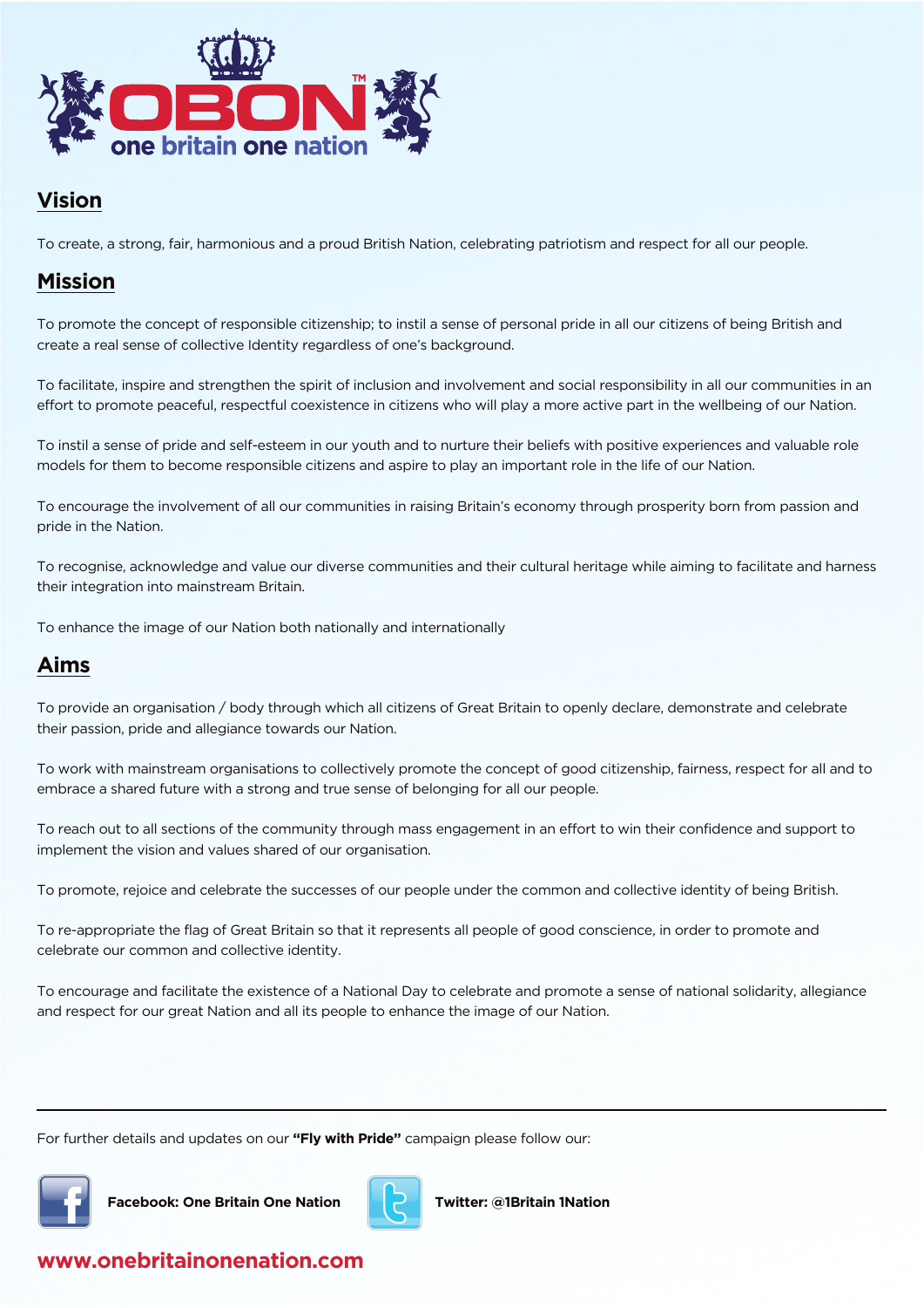OBON™

one britain one nation

## Vision

To create, a strong, fair, harmonious and a proud British Nation, celebrating patriotism and respect for all our people.

## Mission

To promote the concept of responsible citizenship; to instil a sense of personal pride in all our citizens of being British and create a real sense of collective Identity regardless of one's background.

To facilitate, inspire and strengthen the spirit of inclusion and involvement and social responsibility in all our communities in an effort to promote peaceful, respectful coexistence in citizens who will play a more active part in the wellbeing of our Nation.

To instil a sense of pride and self-esteem in our youth and to nurture their beliefs with positive experiences and valuable role models for them to become responsible citizens and aspire to play an important role in the life of our Nation.

To encourage the involvement of all our communities in raising Britain's economy through prosperity born from passion and pride in the Nation.

To recognise, acknowledge and value our diverse communities and their cultural heritage while aiming to facilitate and harness their integration into mainstream Britain.

To enhance the image of our Nation both nationally and internationally

## Aims

To provide an organisation / body through which all citizens of Great Britain to openly declare, demonstrate and celebrate their passion, pride and allegiance towards our Nation.

To work with mainstream organisations to collectively promote the concept of good citizenship, fairness, respect for all and to embrace a shared future with a strong and true sense of belonging for all our people.

To reach out to all sections of the community through mass engagement in an effort to win their confidence and support to implement the vision and values shared of our organisation.

To promote, rejoice and celebrate the successes of our people under the common and collective identity of being British.

To re-appropriate the flag of Great Britain so that it represents all people of good conscience, in order to promote and celebrate our common and collective identity.

To encourage and facilitate the existence of a National Day to celebrate and promote a sense of national solidarity, allegiance and respect for our great Nation and all its people to enhance the image of our Nation.

---

For further details and updates on our **"Fly with Pride"** campaign please follow our:

**Facebook: One Britain One Nation**

**Twitter: @1Britain 1Nation**

**www.onebritainonenation.com**